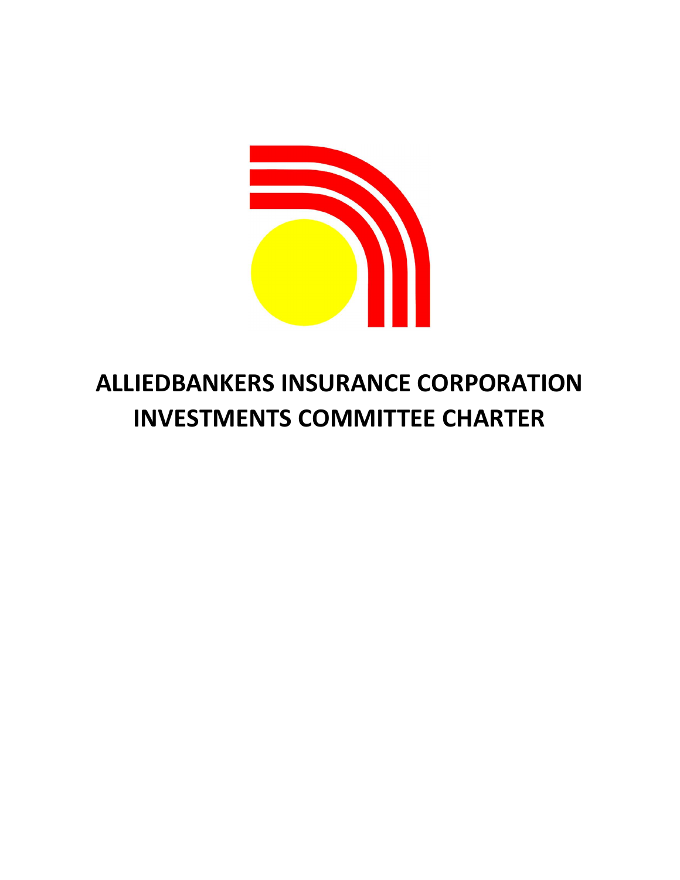# ALLIEDBANKERS INSURANCE CORPORATION
# INVESTMENTS COMMITTEE CHARTER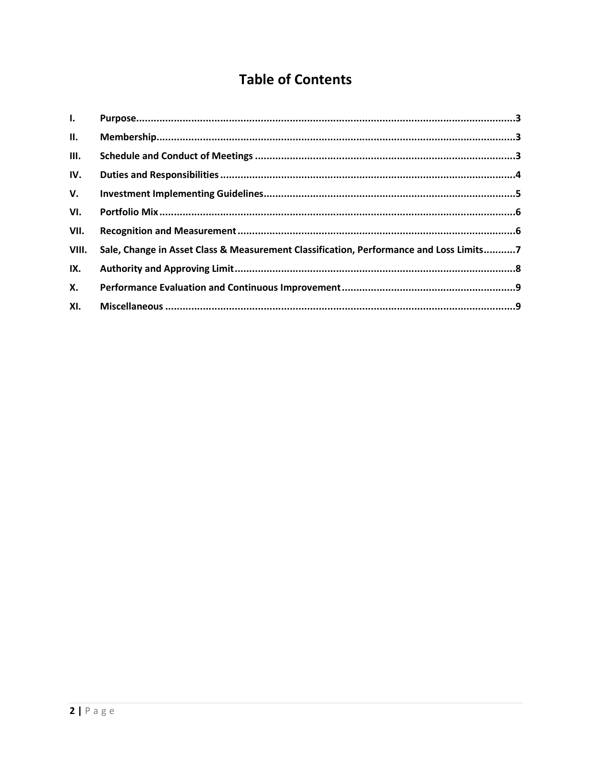# Table of Contents

| | | |
|---|---|---|
| I. | Purpose | 3 |
| II. | Membership | 3 |
| III. | Schedule and Conduct of Meetings | 3 |
| IV. | Duties and Responsibilities | 4 |
| V. | Investment Implementing Guidelines | 5 |
| VI. | Portfolio Mix | 6 |
| VII. | Recognition and Measurement | 6 |
| VIII. | Sale, Change in Asset Class & Measurement Classification, Performance and Loss Limits | 7 |
| IX. | Authority and Approving Limit | 8 |
| X. | Performance Evaluation and Continuous Improvement | 9 |
| XI. | Miscellaneous | 9 |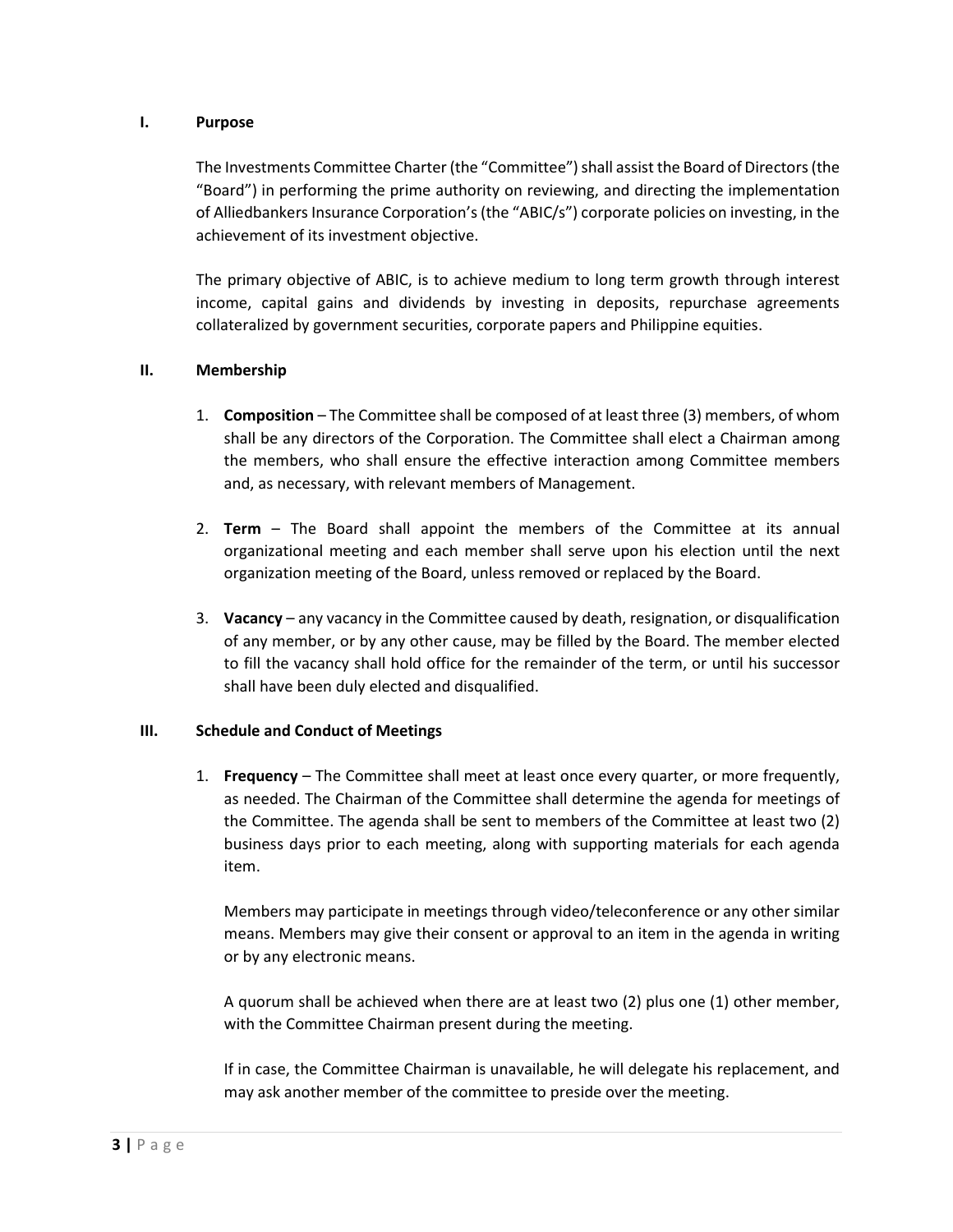## I. Purpose

The Investments Committee Charter (the "Committee") shall assist the Board of Directors (the "Board") in performing the prime authority on reviewing, and directing the implementation of Alliedbankers Insurance Corporation's (the "ABIC/s") corporate policies on investing, in the achievement of its investment objective.

The primary objective of ABIC, is to achieve medium to long term growth through interest income, capital gains and dividends by investing in deposits, repurchase agreements collateralized by government securities, corporate papers and Philippine equities.

## II. Membership

1. **Composition** – The Committee shall be composed of at least three (3) members, of whom shall be any directors of the Corporation. The Committee shall elect a Chairman among the members, who shall ensure the effective interaction among Committee members and, as necessary, with relevant members of Management.

2. **Term** – The Board shall appoint the members of the Committee at its annual organizational meeting and each member shall serve upon his election until the next organization meeting of the Board, unless removed or replaced by the Board.

3. **Vacancy** – any vacancy in the Committee caused by death, resignation, or disqualification of any member, or by any other cause, may be filled by the Board. The member elected to fill the vacancy shall hold office for the remainder of the term, or until his successor shall have been duly elected and disqualified.

## III. Schedule and Conduct of Meetings

1. **Frequency** – The Committee shall meet at least once every quarter, or more frequently, as needed. The Chairman of the Committee shall determine the agenda for meetings of the Committee. The agenda shall be sent to members of the Committee at least two (2) business days prior to each meeting, along with supporting materials for each agenda item.

   Members may participate in meetings through video/teleconference or any other similar means. Members may give their consent or approval to an item in the agenda in writing or by any electronic means.

   A quorum shall be achieved when there are at least two (2) plus one (1) other member, with the Committee Chairman present during the meeting.

   If in case, the Committee Chairman is unavailable, he will delegate his replacement, and may ask another member of the committee to preside over the meeting.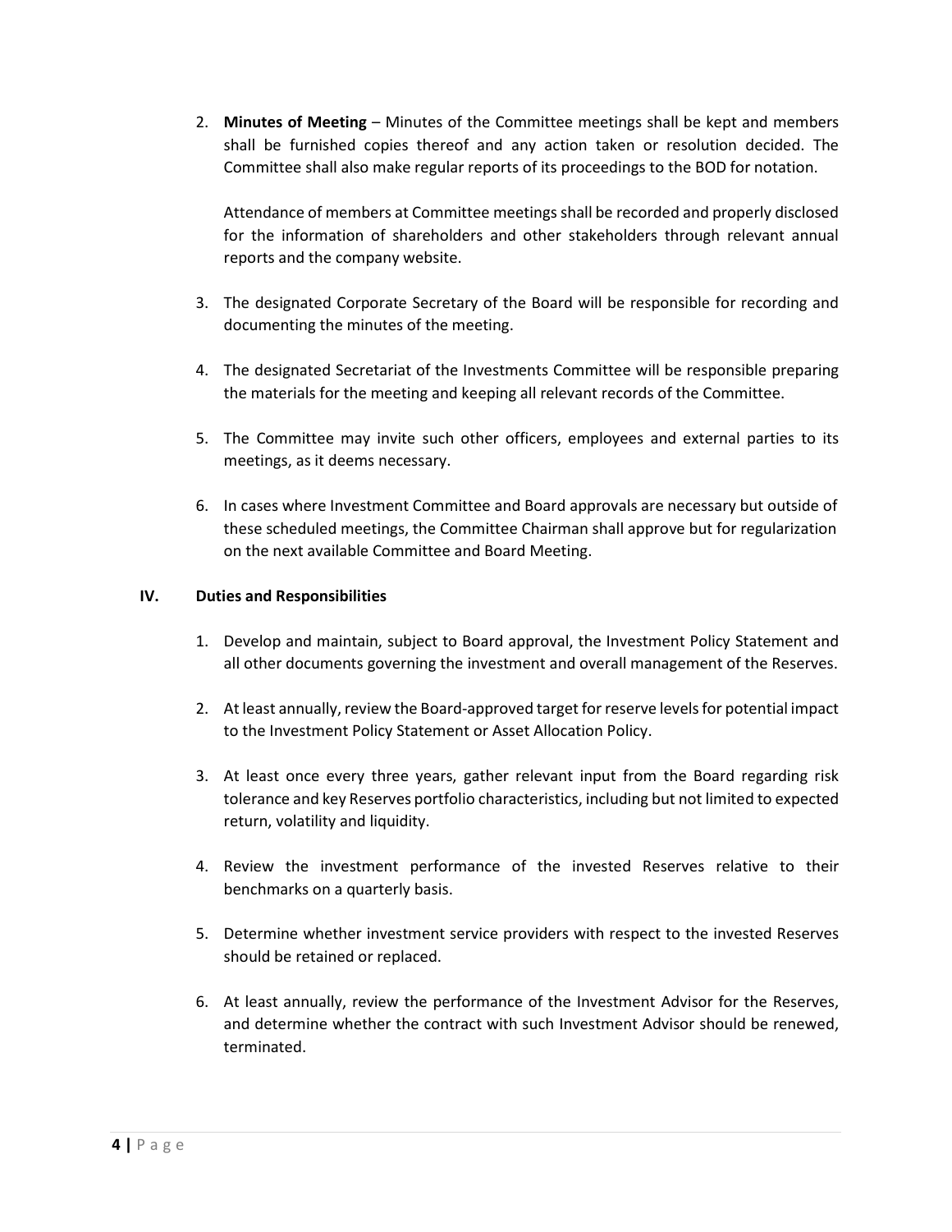2. **Minutes of Meeting** – Minutes of the Committee meetings shall be kept and members shall be furnished copies thereof and any action taken or resolution decided. The Committee shall also make regular reports of its proceedings to the BOD for notation.

   Attendance of members at Committee meetings shall be recorded and properly disclosed for the information of shareholders and other stakeholders through relevant annual reports and the company website.

3. The designated Corporate Secretary of the Board will be responsible for recording and documenting the minutes of the meeting.

4. The designated Secretariat of the Investments Committee will be responsible preparing the materials for the meeting and keeping all relevant records of the Committee.

5. The Committee may invite such other officers, employees and external parties to its meetings, as it deems necessary.

6. In cases where Investment Committee and Board approvals are necessary but outside of these scheduled meetings, the Committee Chairman shall approve but for regularization on the next available Committee and Board Meeting.

## IV. Duties and Responsibilities

1. Develop and maintain, subject to Board approval, the Investment Policy Statement and all other documents governing the investment and overall management of the Reserves.

2. At least annually, review the Board-approved target for reserve levels for potential impact to the Investment Policy Statement or Asset Allocation Policy.

3. At least once every three years, gather relevant input from the Board regarding risk tolerance and key Reserves portfolio characteristics, including but not limited to expected return, volatility and liquidity.

4. Review the investment performance of the invested Reserves relative to their benchmarks on a quarterly basis.

5. Determine whether investment service providers with respect to the invested Reserves should be retained or replaced.

6. At least annually, review the performance of the Investment Advisor for the Reserves, and determine whether the contract with such Investment Advisor should be renewed, terminated.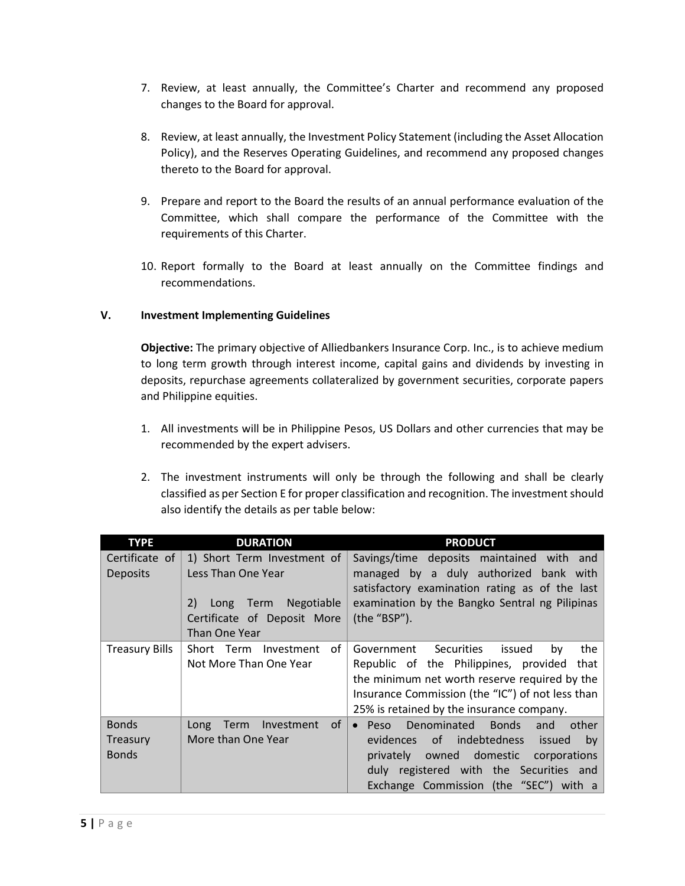7. Review, at least annually, the Committee's Charter and recommend any proposed changes to the Board for approval.

8. Review, at least annually, the Investment Policy Statement (including the Asset Allocation Policy), and the Reserves Operating Guidelines, and recommend any proposed changes thereto to the Board for approval.

9. Prepare and report to the Board the results of an annual performance evaluation of the Committee, which shall compare the performance of the Committee with the requirements of this Charter.

10. Report formally to the Board at least annually on the Committee findings and recommendations.

## V. Investment Implementing Guidelines

**Objective:** The primary objective of Alliedbankers Insurance Corp. Inc., is to achieve medium to long term growth through interest income, capital gains and dividends by investing in deposits, repurchase agreements collateralized by government securities, corporate papers and Philippine equities.

1. All investments will be in Philippine Pesos, US Dollars and other currencies that may be recommended by the expert advisers.

2. The investment instruments will only be through the following and shall be clearly classified as per Section E for proper classification and recognition. The investment should also identify the details as per table below:

| TYPE | DURATION | PRODUCT |
|---|---|---|
| Certificate of Deposits | 1) Short Term Investment of Less Than One Year<br><br>2) Long Term Negotiable Certificate of Deposit More Than One Year | Savings/time deposits maintained with and managed by a duly authorized bank with satisfactory examination rating as of the last examination by the Bangko Sentral ng Pilipinas (the "BSP"). |
| Treasury Bills | Short Term Investment of Not More Than One Year | Government Securities issued by the Republic of the Philippines, provided that the minimum net worth reserve required by the Insurance Commission (the "IC") of not less than 25% is retained by the insurance company. |
| Bonds<br>Treasury Bonds | Long Term Investment of More than One Year | • Peso Denominated Bonds and other evidences of indebtedness issued by privately owned domestic corporations duly registered with the Securities and Exchange Commission (the "SEC") with a |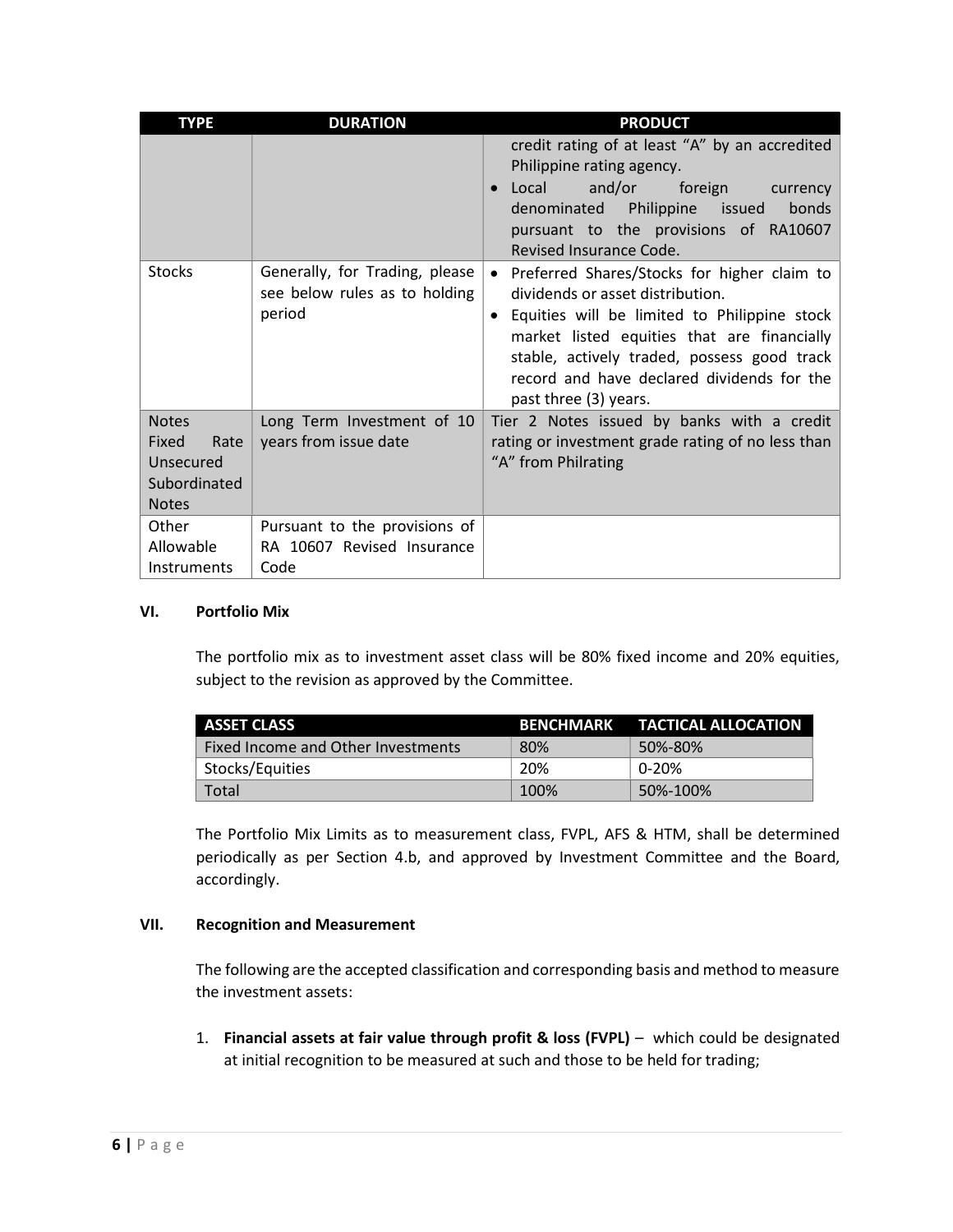| TYPE | DURATION | PRODUCT |
|---|---|---|
| | | credit rating of at least "A" by an accredited Philippine rating agency.<br>• Local and/or foreign currency denominated Philippine issued bonds pursuant to the provisions of RA10607 Revised Insurance Code. |
| Stocks | Generally, for Trading, please see below rules as to holding period | • Preferred Shares/Stocks for higher claim to dividends or asset distribution.<br>• Equities will be limited to Philippine stock market listed equities that are financially stable, actively traded, possess good track record and have declared dividends for the past three (3) years. |
| Notes Fixed Rate Unsecured Subordinated Notes | Long Term Investment of 10 years from issue date | Tier 2 Notes issued by banks with a credit rating or investment grade rating of no less than "A" from Philrating |
| Other Allowable Instruments | Pursuant to the provisions of RA 10607 Revised Insurance Code | |

## VI. Portfolio Mix

The portfolio mix as to investment asset class will be 80% fixed income and 20% equities, subject to the revision as approved by the Committee.

| ASSET CLASS | BENCHMARK | TACTICAL ALLOCATION |
|---|---|---|
| Fixed Income and Other Investments | 80% | 50%-80% |
| Stocks/Equities | 20% | 0-20% |
| Total | 100% | 50%-100% |

The Portfolio Mix Limits as to measurement class, FVPL, AFS & HTM, shall be determined periodically as per Section 4.b, and approved by Investment Committee and the Board, accordingly.

## VII. Recognition and Measurement

The following are the accepted classification and corresponding basis and method to measure the investment assets:

1. **Financial assets at fair value through profit & loss (FVPL)** – which could be designated at initial recognition to be measured at such and those to be held for trading;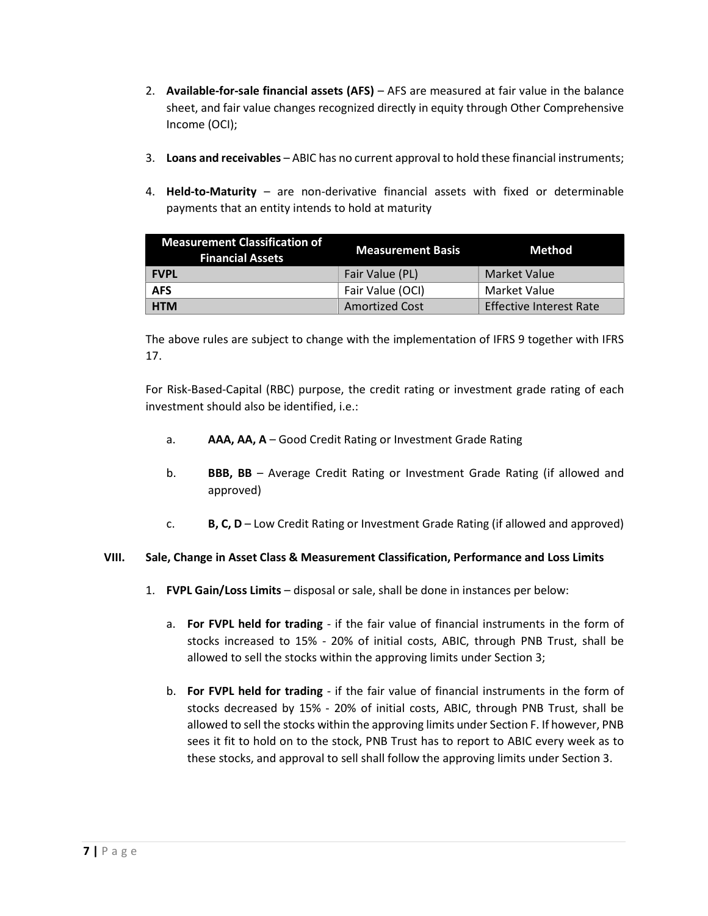2. **Available-for-sale financial assets (AFS)** – AFS are measured at fair value in the balance sheet, and fair value changes recognized directly in equity through Other Comprehensive Income (OCI);

3. **Loans and receivables** – ABIC has no current approval to hold these financial instruments;

4. **Held-to-Maturity** – are non-derivative financial assets with fixed or determinable payments that an entity intends to hold at maturity

| Measurement Classification of Financial Assets | Measurement Basis | Method |
|---|---|---|
| **FVPL** | Fair Value (PL) | Market Value |
| **AFS** | Fair Value (OCI) | Market Value |
| **HTM** | Amortized Cost | Effective Interest Rate |

The above rules are subject to change with the implementation of IFRS 9 together with IFRS 17.

For Risk-Based-Capital (RBC) purpose, the credit rating or investment grade rating of each investment should also be identified, i.e.:

a. **AAA, AA, A** – Good Credit Rating or Investment Grade Rating

b. **BBB, BB** – Average Credit Rating or Investment Grade Rating (if allowed and approved)

c. **B, C, D** – Low Credit Rating or Investment Grade Rating (if allowed and approved)

### VIII. Sale, Change in Asset Class & Measurement Classification, Performance and Loss Limits

1. **FVPL Gain/Loss Limits** – disposal or sale, shall be done in instances per below:

   a. **For FVPL held for trading** - if the fair value of financial instruments in the form of stocks increased to 15% - 20% of initial costs, ABIC, through PNB Trust, shall be allowed to sell the stocks within the approving limits under Section 3;

   b. **For FVPL held for trading** - if the fair value of financial instruments in the form of stocks decreased by 15% - 20% of initial costs, ABIC, through PNB Trust, shall be allowed to sell the stocks within the approving limits under Section F. If however, PNB sees it fit to hold on to the stock, PNB Trust has to report to ABIC every week as to these stocks, and approval to sell shall follow the approving limits under Section 3.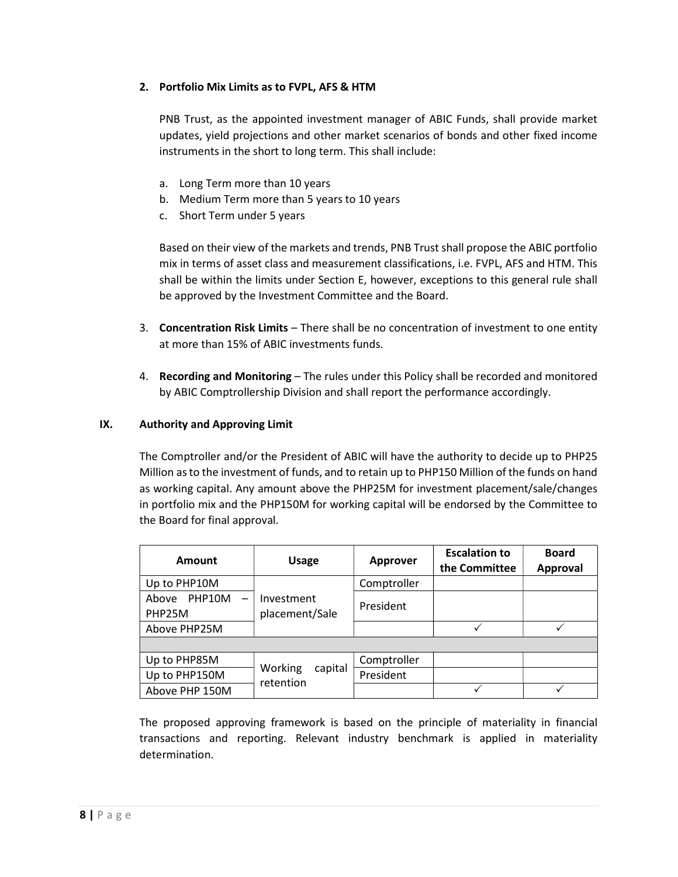2. **Portfolio Mix Limits as to FVPL, AFS & HTM**

   PNB Trust, as the appointed investment manager of ABIC Funds, shall provide market updates, yield projections and other market scenarios of bonds and other fixed income instruments in the short to long term. This shall include:

   a. Long Term more than 10 years
   b. Medium Term more than 5 years to 10 years
   c. Short Term under 5 years

   Based on their view of the markets and trends, PNB Trust shall propose the ABIC portfolio mix in terms of asset class and measurement classifications, i.e. FVPL, AFS and HTM. This shall be within the limits under Section E, however, exceptions to this general rule shall be approved by the Investment Committee and the Board.

3. **Concentration Risk Limits** – There shall be no concentration of investment to one entity at more than 15% of ABIC investments funds.

4. **Recording and Monitoring** – The rules under this Policy shall be recorded and monitored by ABIC Comptrollership Division and shall report the performance accordingly.

## IX. Authority and Approving Limit

The Comptroller and/or the President of ABIC will have the authority to decide up to PHP25 Million as to the investment of funds, and to retain up to PHP150 Million of the funds on hand as working capital. Any amount above the PHP25M for investment placement/sale/changes in portfolio mix and the PHP150M for working capital will be endorsed by the Committee to the Board for final approval.

| Amount | Usage | Approver | Escalation to the Committee | Board Approval |
|---|---|---|---|---|
| Up to PHP10M | Investment placement/Sale | Comptroller | | |
| Above PHP10M – PHP25M | | President | | |
| Above PHP25M | | | ✓ | ✓ |
| | | | | |
| Up to PHP85M | Working capital retention | Comptroller | | |
| Up to PHP150M | | President | | |
| Above PHP 150M | | | ✓ | ✓ |

The proposed approving framework is based on the principle of materiality in financial transactions and reporting. Relevant industry benchmark is applied in materiality determination.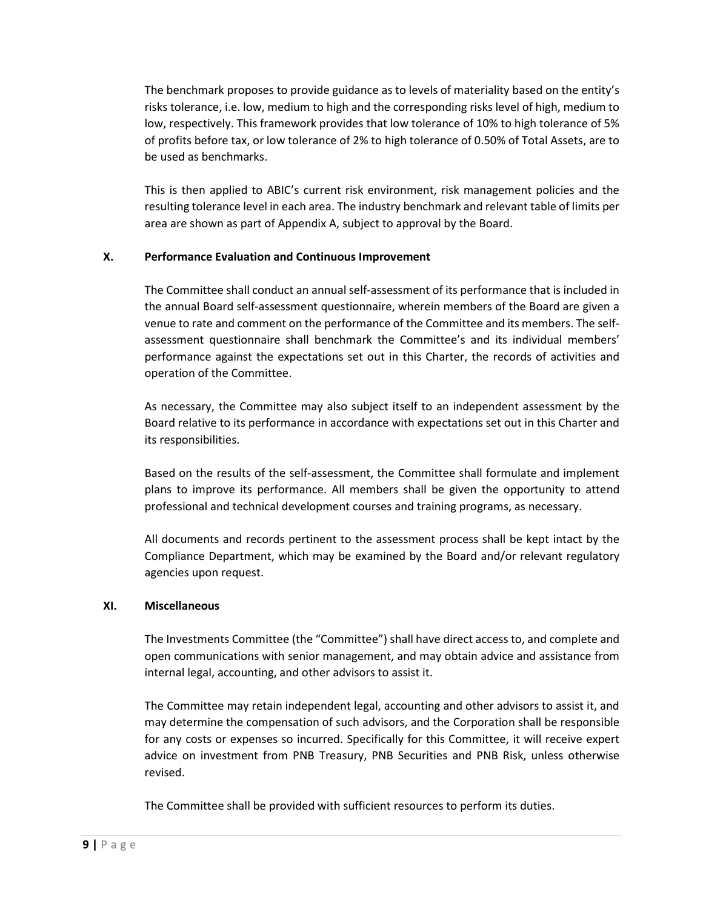The benchmark proposes to provide guidance as to levels of materiality based on the entity's risks tolerance, i.e. low, medium to high and the corresponding risks level of high, medium to low, respectively. This framework provides that low tolerance of 10% to high tolerance of 5% of profits before tax, or low tolerance of 2% to high tolerance of 0.50% of Total Assets, are to be used as benchmarks.

This is then applied to ABIC's current risk environment, risk management policies and the resulting tolerance level in each area. The industry benchmark and relevant table of limits per area are shown as part of Appendix A, subject to approval by the Board.

## X. Performance Evaluation and Continuous Improvement

The Committee shall conduct an annual self-assessment of its performance that is included in the annual Board self-assessment questionnaire, wherein members of the Board are given a venue to rate and comment on the performance of the Committee and its members. The self-assessment questionnaire shall benchmark the Committee's and its individual members' performance against the expectations set out in this Charter, the records of activities and operation of the Committee.

As necessary, the Committee may also subject itself to an independent assessment by the Board relative to its performance in accordance with expectations set out in this Charter and its responsibilities.

Based on the results of the self-assessment, the Committee shall formulate and implement plans to improve its performance. All members shall be given the opportunity to attend professional and technical development courses and training programs, as necessary.

All documents and records pertinent to the assessment process shall be kept intact by the Compliance Department, which may be examined by the Board and/or relevant regulatory agencies upon request.

## XI. Miscellaneous

The Investments Committee (the "Committee") shall have direct access to, and complete and open communications with senior management, and may obtain advice and assistance from internal legal, accounting, and other advisors to assist it.

The Committee may retain independent legal, accounting and other advisors to assist it, and may determine the compensation of such advisors, and the Corporation shall be responsible for any costs or expenses so incurred. Specifically for this Committee, it will receive expert advice on investment from PNB Treasury, PNB Securities and PNB Risk, unless otherwise revised.

The Committee shall be provided with sufficient resources to perform its duties.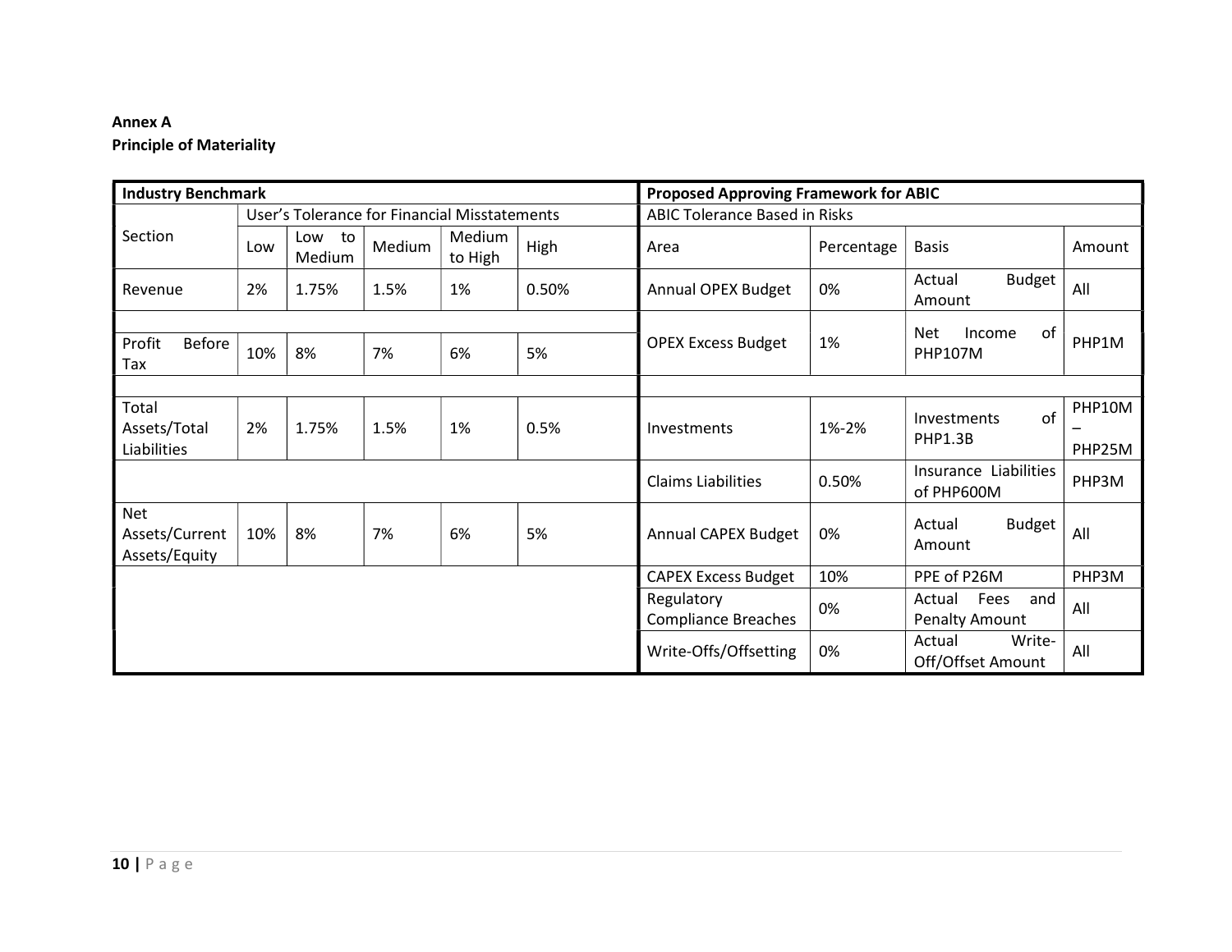**Annex A**

**Principle of Materiality**

| Industry Benchmark | | | | | | Proposed Approving Framework for ABIC | | | |
|---|---|---|---|---|---|---|---|---|---|
| Section | User's Tolerance for Financial Misstatements | | | | | ABIC Tolerance Based in Risks | | | |
| | Low | Low to Medium | Medium | Medium to High | High | Area | Percentage | Basis | Amount |
| Revenue | 2% | 1.75% | 1.5% | 1% | 0.50% | Annual OPEX Budget | 0% | Actual Budget Amount | All |
| Profit Before Tax | 10% | 8% | 7% | 6% | 5% | OPEX Excess Budget | 1% | Net Income of PHP107M | PHP1M |
| Total Assets/Total Liabilities | 2% | 1.75% | 1.5% | 1% | 0.5% | Investments | 1%-2% | Investments of PHP1.3B | PHP10M – PHP25M |
| | | | | | | Claims Liabilities | 0.50% | Insurance Liabilities of PHP600M | PHP3M |
| Net Assets/Current Assets/Equity | 10% | 8% | 7% | 6% | 5% | Annual CAPEX Budget | 0% | Actual Budget Amount | All |
| | | | | | | CAPEX Excess Budget | 10% | PPE of P26M | PHP3M |
| | | | | | | Regulatory Compliance Breaches | 0% | Actual Fees and Penalty Amount | All |
| | | | | | | Write-Offs/Offsetting | 0% | Actual Write-Off/Offset Amount | All |